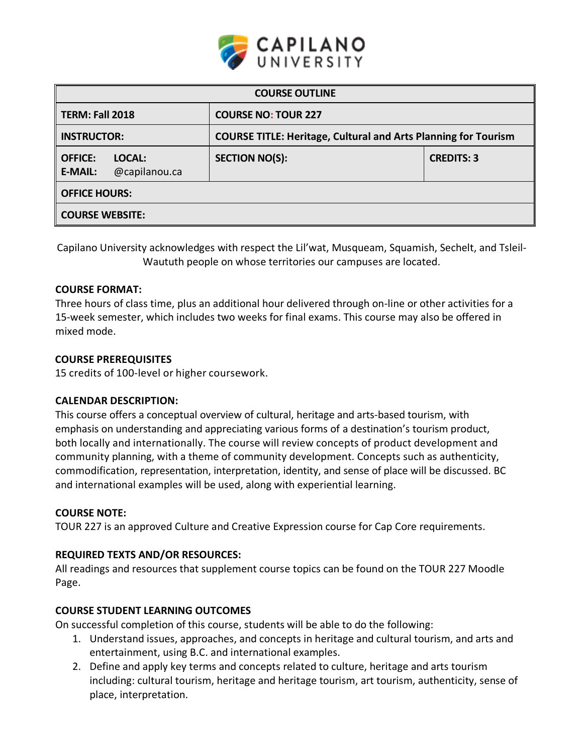CAPILANO UNIVERSITY

| COURSE OUTLINE | | |
|---|---|---|
| **TERM: Fall 2018** | **COURSE NO: TOUR 227** | |
| **INSTRUCTOR:** | **COURSE TITLE: Heritage, Cultural and Arts Planning for Tourism** | |
| **OFFICE: LOCAL:**<br>**E-MAIL:** @capilanou.ca | **SECTION NO(S):** | **CREDITS: 3** |
| **OFFICE HOURS:** | | |
| **COURSE WEBSITE:** | | |

Capilano University acknowledges with respect the Lil'wat, Musqueam, Squamish, Sechelt, and Tsleil-Waututh people on whose territories our campuses are located.

**COURSE FORMAT:**

Three hours of class time, plus an additional hour delivered through on-line or other activities for a 15-week semester, which includes two weeks for final exams. This course may also be offered in mixed mode.

**COURSE PREREQUISITES**

15 credits of 100-level or higher coursework.

**CALENDAR DESCRIPTION:**

This course offers a conceptual overview of cultural, heritage and arts-based tourism, with emphasis on understanding and appreciating various forms of a destination's tourism product, both locally and internationally. The course will review concepts of product development and community planning, with a theme of community development. Concepts such as authenticity, commodification, representation, interpretation, identity, and sense of place will be discussed. BC and international examples will be used, along with experiential learning.

**COURSE NOTE:**

TOUR 227 is an approved Culture and Creative Expression course for Cap Core requirements.

**REQUIRED TEXTS AND/OR RESOURCES:**

All readings and resources that supplement course topics can be found on the TOUR 227 Moodle Page.

**COURSE STUDENT LEARNING OUTCOMES**

On successful completion of this course, students will be able to do the following:

1. Understand issues, approaches, and concepts in heritage and cultural tourism, and arts and entertainment, using B.C. and international examples.
2. Define and apply key terms and concepts related to culture, heritage and arts tourism including: cultural tourism, heritage and heritage tourism, art tourism, authenticity, sense of place, interpretation.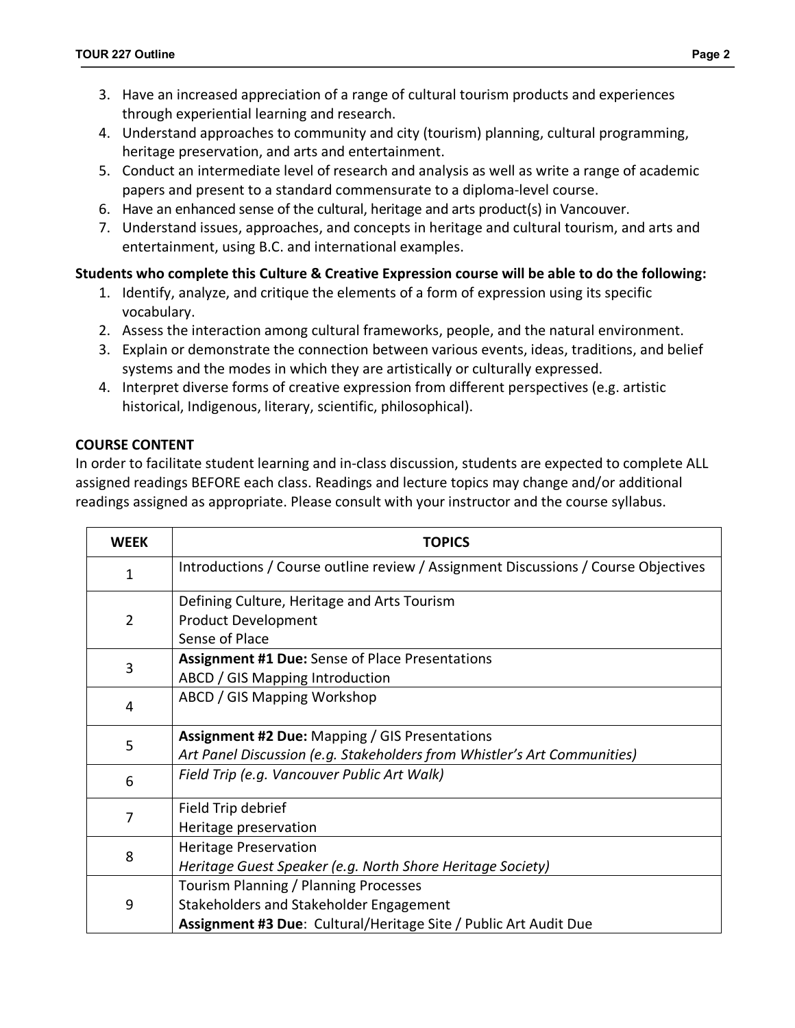3. Have an increased appreciation of a range of cultural tourism products and experiences through experiential learning and research.
4. Understand approaches to community and city (tourism) planning, cultural programming, heritage preservation, and arts and entertainment.
5. Conduct an intermediate level of research and analysis as well as write a range of academic papers and present to a standard commensurate to a diploma-level course.
6. Have an enhanced sense of the cultural, heritage and arts product(s) in Vancouver.
7. Understand issues, approaches, and concepts in heritage and cultural tourism, and arts and entertainment, using B.C. and international examples.

**Students who complete this Culture & Creative Expression course will be able to do the following:**

1. Identify, analyze, and critique the elements of a form of expression using its specific vocabulary.
2. Assess the interaction among cultural frameworks, people, and the natural environment.
3. Explain or demonstrate the connection between various events, ideas, traditions, and belief systems and the modes in which they are artistically or culturally expressed.
4. Interpret diverse forms of creative expression from different perspectives (e.g. artistic historical, Indigenous, literary, scientific, philosophical).

## COURSE CONTENT

In order to facilitate student learning and in-class discussion, students are expected to complete ALL assigned readings BEFORE each class. Readings and lecture topics may change and/or additional readings assigned as appropriate. Please consult with your instructor and the course syllabus.

| WEEK | TOPICS |
|---|---|
| 1 | Introductions / Course outline review / Assignment Discussions / Course Objectives |
| 2 | Defining Culture, Heritage and Arts Tourism<br>Product Development<br>Sense of Place |
| 3 | **Assignment #1 Due:** Sense of Place Presentations<br>ABCD / GIS Mapping Introduction |
| 4 | ABCD / GIS Mapping Workshop |
| 5 | **Assignment #2 Due:** Mapping / GIS Presentations<br>*Art Panel Discussion (e.g. Stakeholders from Whistler's Art Communities)* |
| 6 | *Field Trip (e.g. Vancouver Public Art Walk)* |
| 7 | Field Trip debrief<br>Heritage preservation |
| 8 | Heritage Preservation<br>*Heritage Guest Speaker (e.g. North Shore Heritage Society)* |
| 9 | Tourism Planning / Planning Processes<br>Stakeholders and Stakeholder Engagement<br>**Assignment #3 Due**: Cultural/Heritage Site / Public Art Audit Due |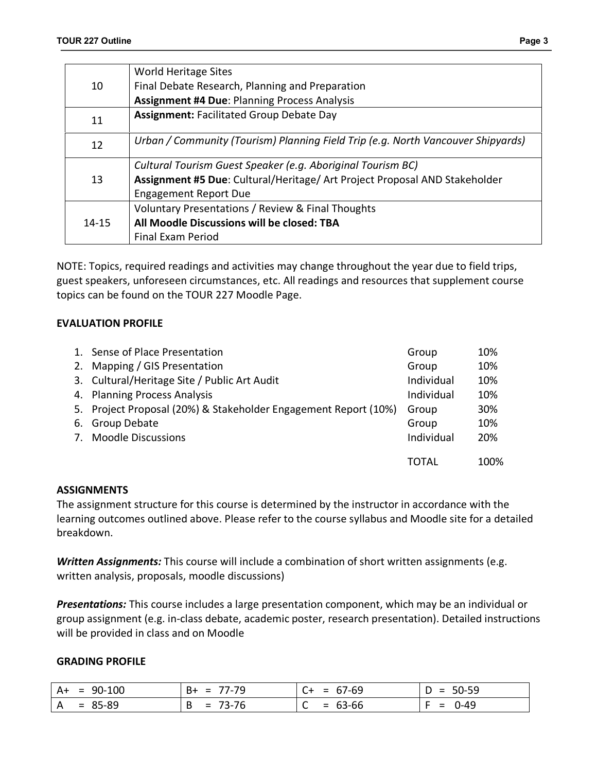| | |
|---|---|
| 10 | World Heritage Sites<br>Final Debate Research, Planning and Preparation<br>**Assignment #4 Due**: Planning Process Analysis |
| 11 | **Assignment:** Facilitated Group Debate Day |
| 12 | *Urban / Community (Tourism) Planning Field Trip (e.g. North Vancouver Shipyards)* |
| 13 | *Cultural Tourism Guest Speaker (e.g. Aboriginal Tourism BC)*<br>**Assignment #5 Due**: Cultural/Heritage/ Art Project Proposal AND Stakeholder Engagement Report Due |
| 14-15 | Voluntary Presentations / Review & Final Thoughts<br>**All Moodle Discussions will be closed: TBA**<br>Final Exam Period |

NOTE: Topics, required readings and activities may change throughout the year due to field trips, guest speakers, unforeseen circumstances, etc. All readings and resources that supplement course topics can be found on the TOUR 227 Moodle Page.

## EVALUATION PROFILE

| | | |
|---|---|---|
| 1. Sense of Place Presentation | Group | 10% |
| 2. Mapping / GIS Presentation | Group | 10% |
| 3. Cultural/Heritage Site / Public Art Audit | Individual | 10% |
| 4. Planning Process Analysis | Individual | 10% |
| 5. Project Proposal (20%) & Stakeholder Engagement Report (10%) | Group | 30% |
| 6. Group Debate | Group | 10% |
| 7. Moodle Discussions | Individual | 20% |
| | TOTAL | 100% |

## ASSIGNMENTS

The assignment structure for this course is determined by the instructor in accordance with the learning outcomes outlined above. Please refer to the course syllabus and Moodle site for a detailed breakdown.

***Written Assignments:*** This course will include a combination of short written assignments (e.g. written analysis, proposals, moodle discussions)

***Presentations:*** This course includes a large presentation component, which may be an individual or group assignment (e.g. in-class debate, academic poster, research presentation). Detailed instructions will be provided in class and on Moodle

## GRADING PROFILE

| | | | |
|---|---|---|---|
| A+ = 90-100 | B+ = 77-79 | C+ = 67-69 | D = 50-59 |
| A = 85-89 | B = 73-76 | C = 63-66 | F = 0-49 |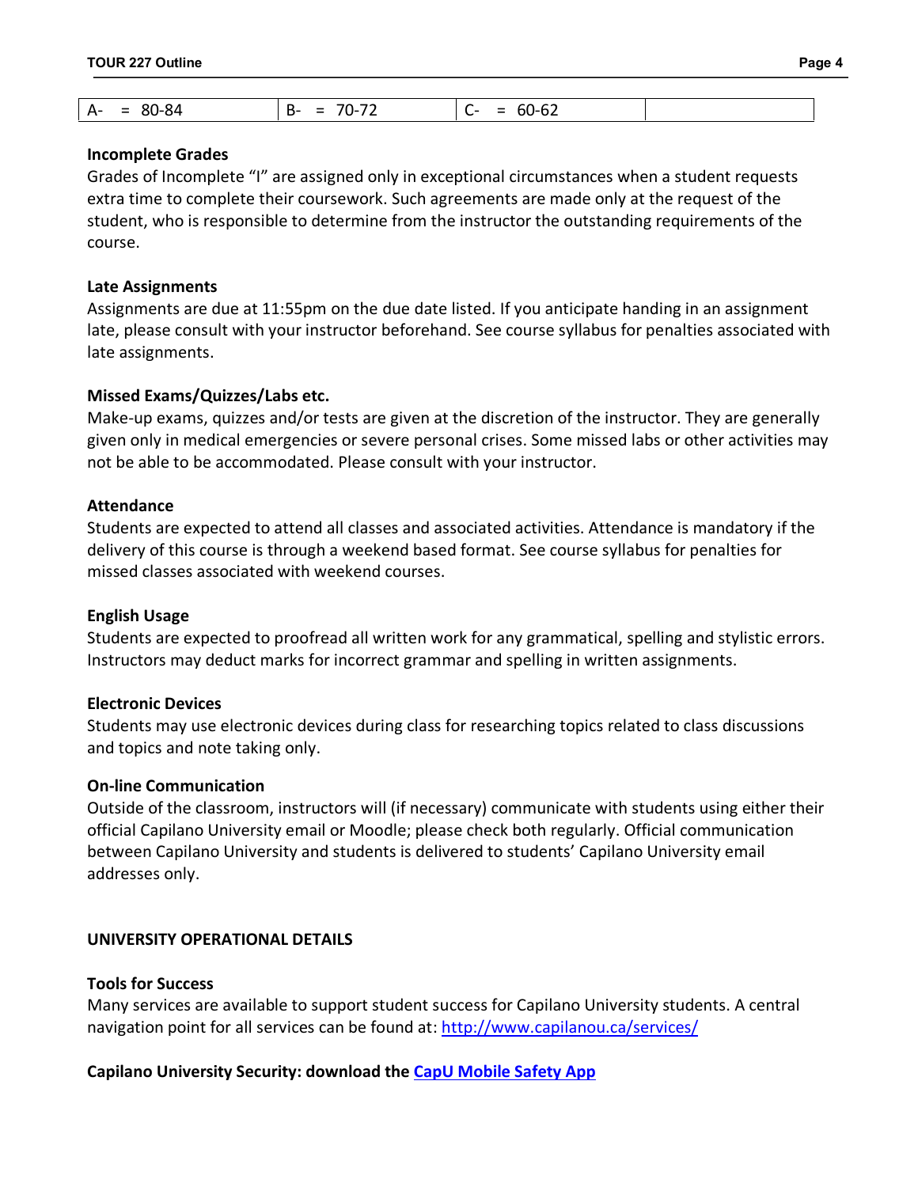| A- = 80-84 | B- = 70-72 | C- = 60-62 | |
|---|---|---|---|

**Incomplete Grades**
Grades of Incomplete "I" are assigned only in exceptional circumstances when a student requests extra time to complete their coursework. Such agreements are made only at the request of the student, who is responsible to determine from the instructor the outstanding requirements of the course.

**Late Assignments**
Assignments are due at 11:55pm on the due date listed. If you anticipate handing in an assignment late, please consult with your instructor beforehand. See course syllabus for penalties associated with late assignments.

**Missed Exams/Quizzes/Labs etc.**
Make-up exams, quizzes and/or tests are given at the discretion of the instructor. They are generally given only in medical emergencies or severe personal crises. Some missed labs or other activities may not be able to be accommodated. Please consult with your instructor.

**Attendance**
Students are expected to attend all classes and associated activities. Attendance is mandatory if the delivery of this course is through a weekend based format. See course syllabus for penalties for missed classes associated with weekend courses.

**English Usage**
Students are expected to proofread all written work for any grammatical, spelling and stylistic errors. Instructors may deduct marks for incorrect grammar and spelling in written assignments.

**Electronic Devices**
Students may use electronic devices during class for researching topics related to class discussions and topics and note taking only.

**On-line Communication**
Outside of the classroom, instructors will (if necessary) communicate with students using either their official Capilano University email or Moodle; please check both regularly. Official communication between Capilano University and students is delivered to students' Capilano University email addresses only.

**UNIVERSITY OPERATIONAL DETAILS**

**Tools for Success**
Many services are available to support student success for Capilano University students. A central navigation point for all services can be found at: http://www.capilanou.ca/services/

**Capilano University Security: download the CapU Mobile Safety App**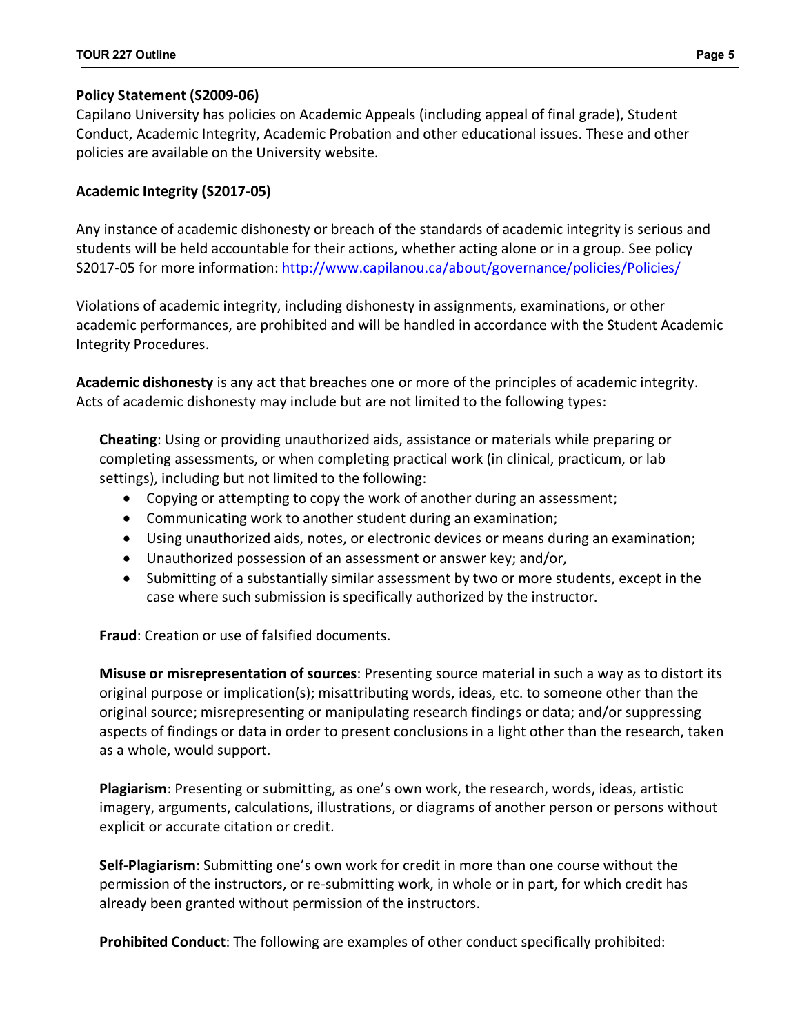**Policy Statement (S2009-06)**
Capilano University has policies on Academic Appeals (including appeal of final grade), Student Conduct, Academic Integrity, Academic Probation and other educational issues. These and other policies are available on the University website.

**Academic Integrity (S2017-05)**

Any instance of academic dishonesty or breach of the standards of academic integrity is serious and students will be held accountable for their actions, whether acting alone or in a group. See policy S2017-05 for more information: http://www.capilanou.ca/about/governance/policies/Policies/

Violations of academic integrity, including dishonesty in assignments, examinations, or other academic performances, are prohibited and will be handled in accordance with the Student Academic Integrity Procedures.

**Academic dishonesty** is any act that breaches one or more of the principles of academic integrity. Acts of academic dishonesty may include but are not limited to the following types:

**Cheating**: Using or providing unauthorized aids, assistance or materials while preparing or completing assessments, or when completing practical work (in clinical, practicum, or lab settings), including but not limited to the following:

- Copying or attempting to copy the work of another during an assessment;
- Communicating work to another student during an examination;
- Using unauthorized aids, notes, or electronic devices or means during an examination;
- Unauthorized possession of an assessment or answer key; and/or,
- Submitting of a substantially similar assessment by two or more students, except in the case where such submission is specifically authorized by the instructor.

**Fraud**: Creation or use of falsified documents.

**Misuse or misrepresentation of sources**: Presenting source material in such a way as to distort its original purpose or implication(s); misattributing words, ideas, etc. to someone other than the original source; misrepresenting or manipulating research findings or data; and/or suppressing aspects of findings or data in order to present conclusions in a light other than the research, taken as a whole, would support.

**Plagiarism**: Presenting or submitting, as one's own work, the research, words, ideas, artistic imagery, arguments, calculations, illustrations, or diagrams of another person or persons without explicit or accurate citation or credit.

**Self-Plagiarism**: Submitting one's own work for credit in more than one course without the permission of the instructors, or re-submitting work, in whole or in part, for which credit has already been granted without permission of the instructors.

**Prohibited Conduct**: The following are examples of other conduct specifically prohibited: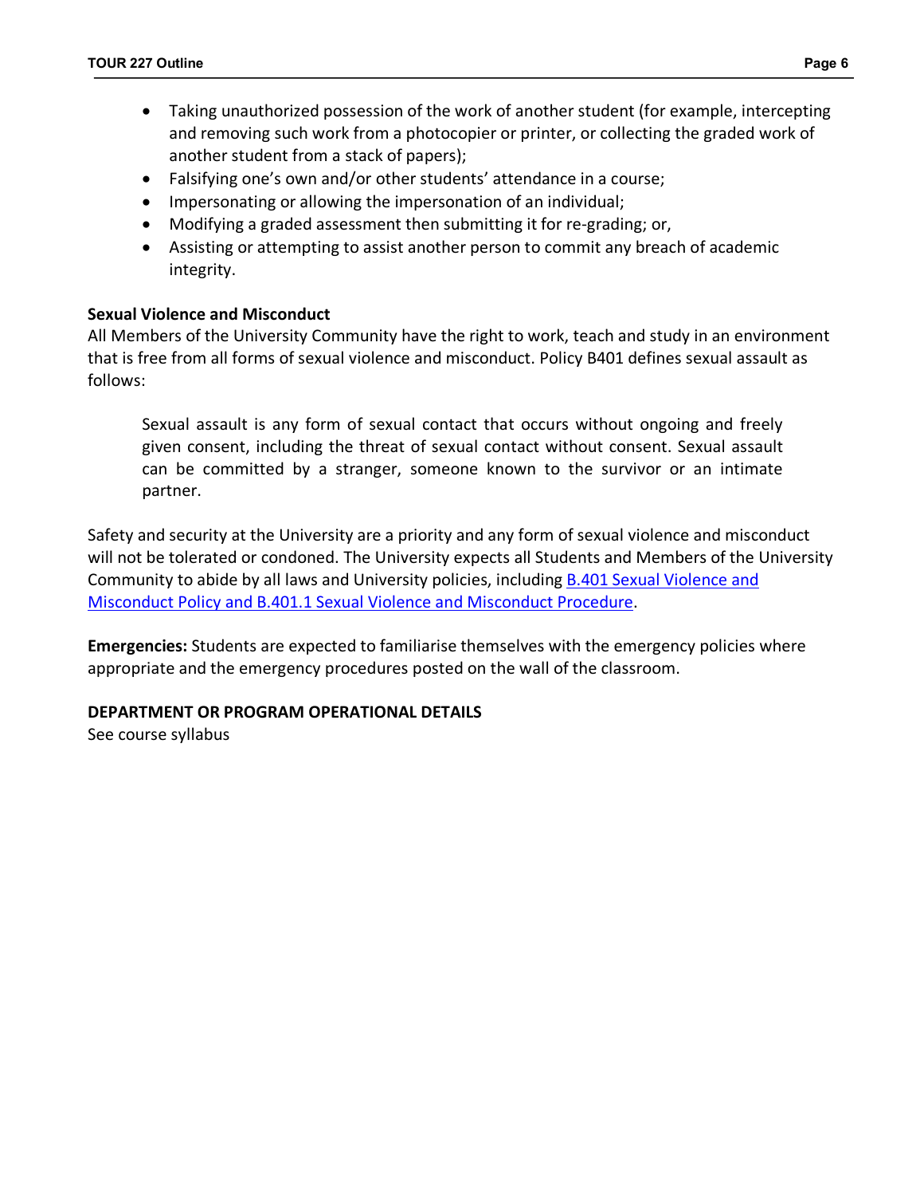- Taking unauthorized possession of the work of another student (for example, intercepting and removing such work from a photocopier or printer, or collecting the graded work of another student from a stack of papers);
- Falsifying one's own and/or other students' attendance in a course;
- Impersonating or allowing the impersonation of an individual;
- Modifying a graded assessment then submitting it for re-grading; or,
- Assisting or attempting to assist another person to commit any breach of academic integrity.

**Sexual Violence and Misconduct**

All Members of the University Community have the right to work, teach and study in an environment that is free from all forms of sexual violence and misconduct. Policy B401 defines sexual assault as follows:

> Sexual assault is any form of sexual contact that occurs without ongoing and freely given consent, including the threat of sexual contact without consent. Sexual assault can be committed by a stranger, someone known to the survivor or an intimate partner.

Safety and security at the University are a priority and any form of sexual violence and misconduct will not be tolerated or condoned. The University expects all Students and Members of the University Community to abide by all laws and University policies, including B.401 Sexual Violence and Misconduct Policy and B.401.1 Sexual Violence and Misconduct Procedure.

**Emergencies:** Students are expected to familiarise themselves with the emergency policies where appropriate and the emergency procedures posted on the wall of the classroom.

**DEPARTMENT OR PROGRAM OPERATIONAL DETAILS**

See course syllabus